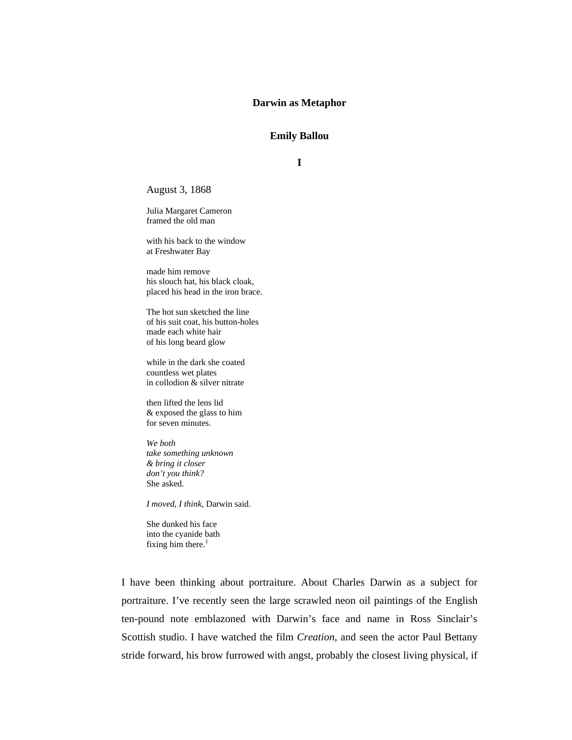# Darwin as Metaphor

**Emily Ballou**

## I

August 3, 1868

Julia Margaret Cameron
framed the old man

with his back to the window
at Freshwater Bay

made him remove
his slouch hat, his black cloak,
placed his head in the iron brace.

The hot sun sketched the line
of his suit coat, his button-holes
made each white hair
of his long beard glow

while in the dark she coated
countless wet plates
in collodion & silver nitrate

then lifted the lens lid
& exposed the glass to him
for seven minutes.

*We both*
*take something unknown*
*& bring it closer*
*don't you think?*
She asked.

*I moved, I think*, Darwin said.

She dunked his face
into the cyanide bath
fixing him there.[1]

I have been thinking about portraiture. About Charles Darwin as a subject for portraiture. I've recently seen the large scrawled neon oil paintings of the English ten-pound note emblazoned with Darwin's face and name in Ross Sinclair's Scottish studio. I have watched the film *Creation*, and seen the actor Paul Bettany stride forward, his brow furrowed with angst, probably the closest living physical, if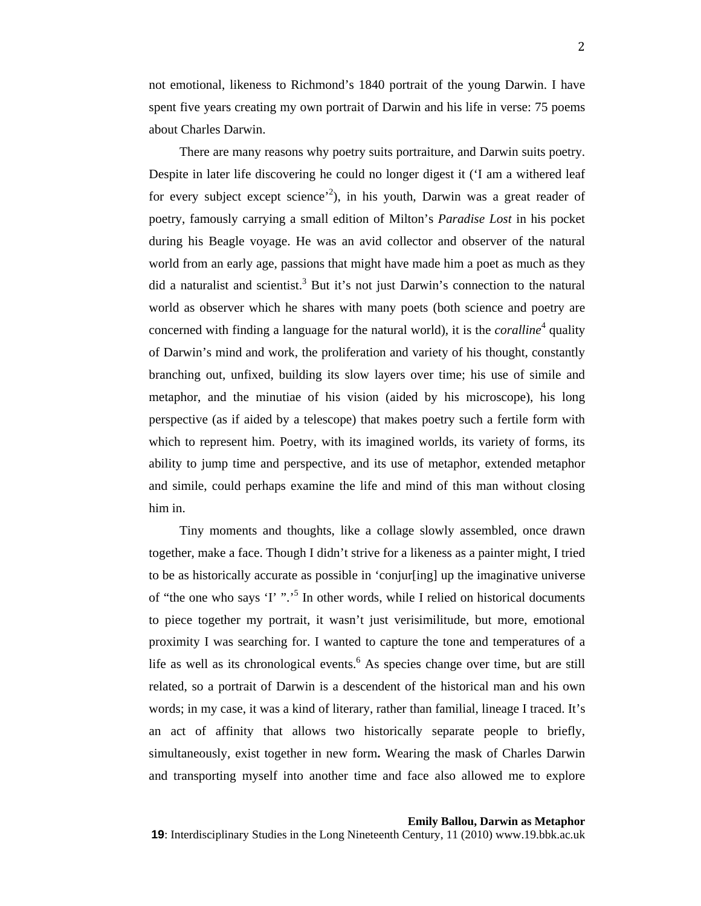not emotional, likeness to Richmond's 1840 portrait of the young Darwin. I have spent five years creating my own portrait of Darwin and his life in verse: 75 poems about Charles Darwin.

There are many reasons why poetry suits portraiture, and Darwin suits poetry. Despite in later life discovering he could no longer digest it ('I am a withered leaf for every subject except science'[2]), in his youth, Darwin was a great reader of poetry, famously carrying a small edition of Milton's *Paradise Lost* in his pocket during his Beagle voyage. He was an avid collector and observer of the natural world from an early age, passions that might have made him a poet as much as they did a naturalist and scientist.[3] But it's not just Darwin's connection to the natural world as observer which he shares with many poets (both science and poetry are concerned with finding a language for the natural world), it is the *coralline*[4] quality of Darwin's mind and work, the proliferation and variety of his thought, constantly branching out, unfixed, building its slow layers over time; his use of simile and metaphor, and the minutiae of his vision (aided by his microscope), his long perspective (as if aided by a telescope) that makes poetry such a fertile form with which to represent him. Poetry, with its imagined worlds, its variety of forms, its ability to jump time and perspective, and its use of metaphor, extended metaphor and simile, could perhaps examine the life and mind of this man without closing him in.

Tiny moments and thoughts, like a collage slowly assembled, once drawn together, make a face. Though I didn't strive for a likeness as a painter might, I tried to be as historically accurate as possible in 'conjur[ing] up the imaginative universe of "the one who says 'I' ".'[5] In other words, while I relied on historical documents to piece together my portrait, it wasn't just verisimilitude, but more, emotional proximity I was searching for. I wanted to capture the tone and temperatures of a life as well as its chronological events.[6] As species change over time, but are still related, so a portrait of Darwin is a descendent of the historical man and his own words; in my case, it was a kind of literary, rather than familial, lineage I traced. It's an act of affinity that allows two historically separate people to briefly, simultaneously, exist together in new form**.** Wearing the mask of Charles Darwin and transporting myself into another time and face also allowed me to explore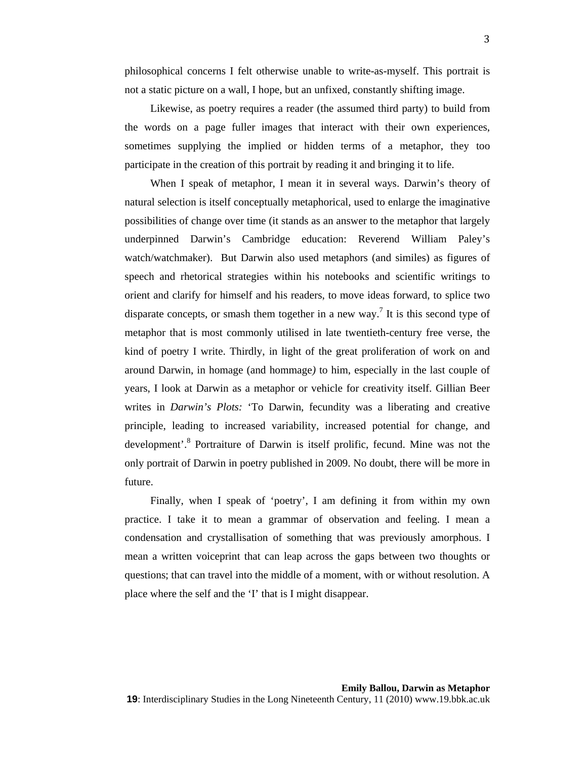philosophical concerns I felt otherwise unable to write-as-myself. This portrait is not a static picture on a wall, I hope, but an unfixed, constantly shifting image.

Likewise, as poetry requires a reader (the assumed third party) to build from the words on a page fuller images that interact with their own experiences, sometimes supplying the implied or hidden terms of a metaphor, they too participate in the creation of this portrait by reading it and bringing it to life.

When I speak of metaphor, I mean it in several ways. Darwin's theory of natural selection is itself conceptually metaphorical, used to enlarge the imaginative possibilities of change over time (it stands as an answer to the metaphor that largely underpinned Darwin's Cambridge education: Reverend William Paley's watch/watchmaker). But Darwin also used metaphors (and similes) as figures of speech and rhetorical strategies within his notebooks and scientific writings to orient and clarify for himself and his readers, to move ideas forward, to splice two disparate concepts, or smash them together in a new way.[7] It is this second type of metaphor that is most commonly utilised in late twentieth-century free verse, the kind of poetry I write. Thirdly, in light of the great proliferation of work on and around Darwin, in homage (and hommage*)* to him, especially in the last couple of years, I look at Darwin as a metaphor or vehicle for creativity itself. Gillian Beer writes in *Darwin's Plots:* 'To Darwin, fecundity was a liberating and creative principle, leading to increased variability, increased potential for change, and development'.[8] Portraiture of Darwin is itself prolific, fecund. Mine was not the only portrait of Darwin in poetry published in 2009. No doubt, there will be more in future.

Finally, when I speak of 'poetry', I am defining it from within my own practice. I take it to mean a grammar of observation and feeling. I mean a condensation and crystallisation of something that was previously amorphous. I mean a written voiceprint that can leap across the gaps between two thoughts or questions; that can travel into the middle of a moment, with or without resolution. A place where the self and the 'I' that is I might disappear.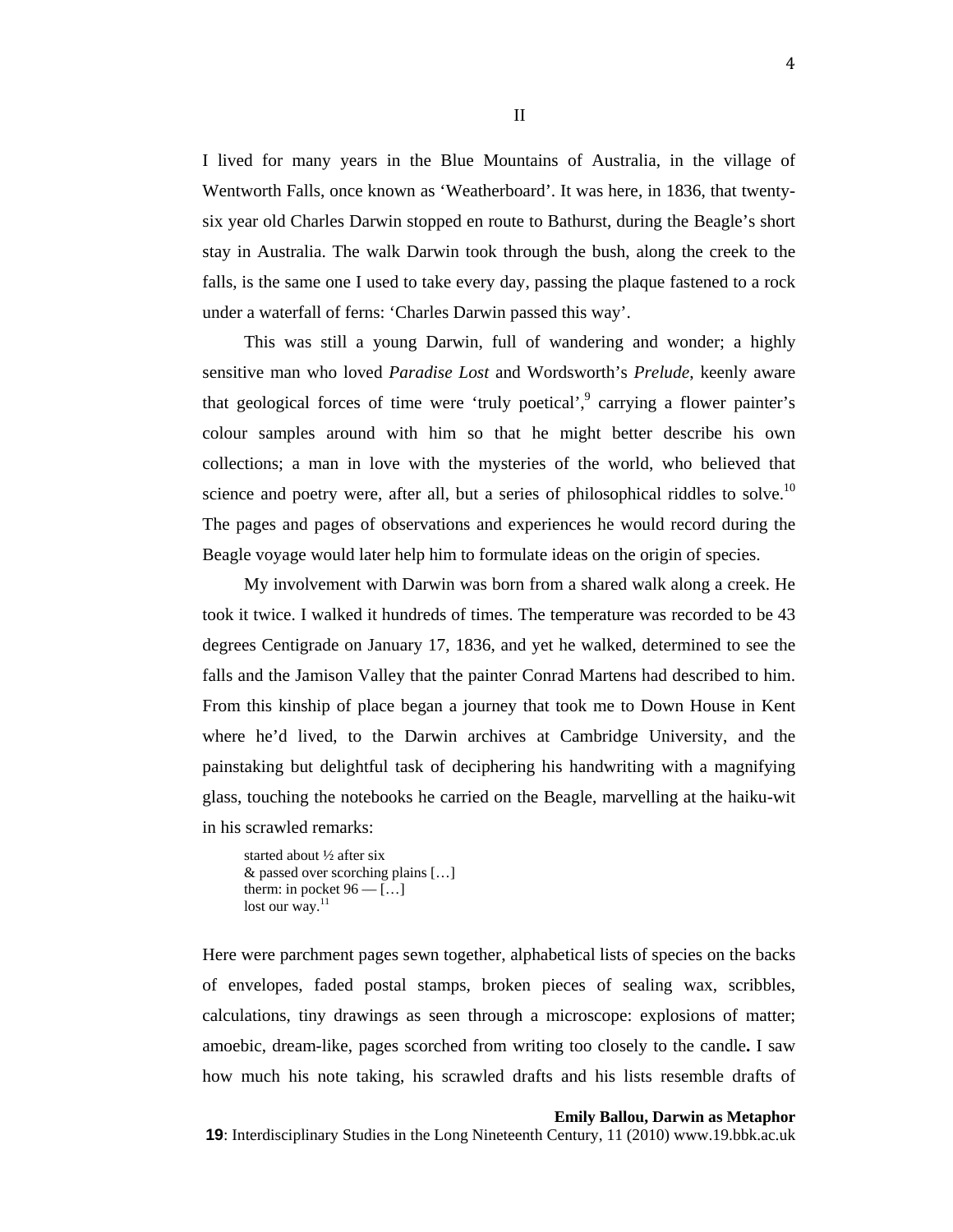## II

I lived for many years in the Blue Mountains of Australia, in the village of Wentworth Falls, once known as 'Weatherboard'. It was here, in 1836, that twenty-six year old Charles Darwin stopped en route to Bathurst, during the Beagle's short stay in Australia. The walk Darwin took through the bush, along the creek to the falls, is the same one I used to take every day, passing the plaque fastened to a rock under a waterfall of ferns: 'Charles Darwin passed this way'.

This was still a young Darwin, full of wandering and wonder; a highly sensitive man who loved *Paradise Lost* and Wordsworth's *Prelude*, keenly aware that geological forces of time were 'truly poetical',[9] carrying a flower painter's colour samples around with him so that he might better describe his own collections; a man in love with the mysteries of the world, who believed that science and poetry were, after all, but a series of philosophical riddles to solve.[10] The pages and pages of observations and experiences he would record during the Beagle voyage would later help him to formulate ideas on the origin of species.

My involvement with Darwin was born from a shared walk along a creek. He took it twice. I walked it hundreds of times. The temperature was recorded to be 43 degrees Centigrade on January 17, 1836, and yet he walked, determined to see the falls and the Jamison Valley that the painter Conrad Martens had described to him. From this kinship of place began a journey that took me to Down House in Kent where he'd lived, to the Darwin archives at Cambridge University, and the painstaking but delightful task of deciphering his handwriting with a magnifying glass, touching the notebooks he carried on the Beagle, marvelling at the haiku-wit in his scrawled remarks:

> started about ½ after six
> & passed over scorching plains […]
> therm: in pocket 96 — […]
> lost our way.[11]

Here were parchment pages sewn together, alphabetical lists of species on the backs of envelopes, faded postal stamps, broken pieces of sealing wax, scribbles, calculations, tiny drawings as seen through a microscope: explosions of matter; amoebic, dream-like, pages scorched from writing too closely to the candle**.** I saw how much his note taking, his scrawled drafts and his lists resemble drafts of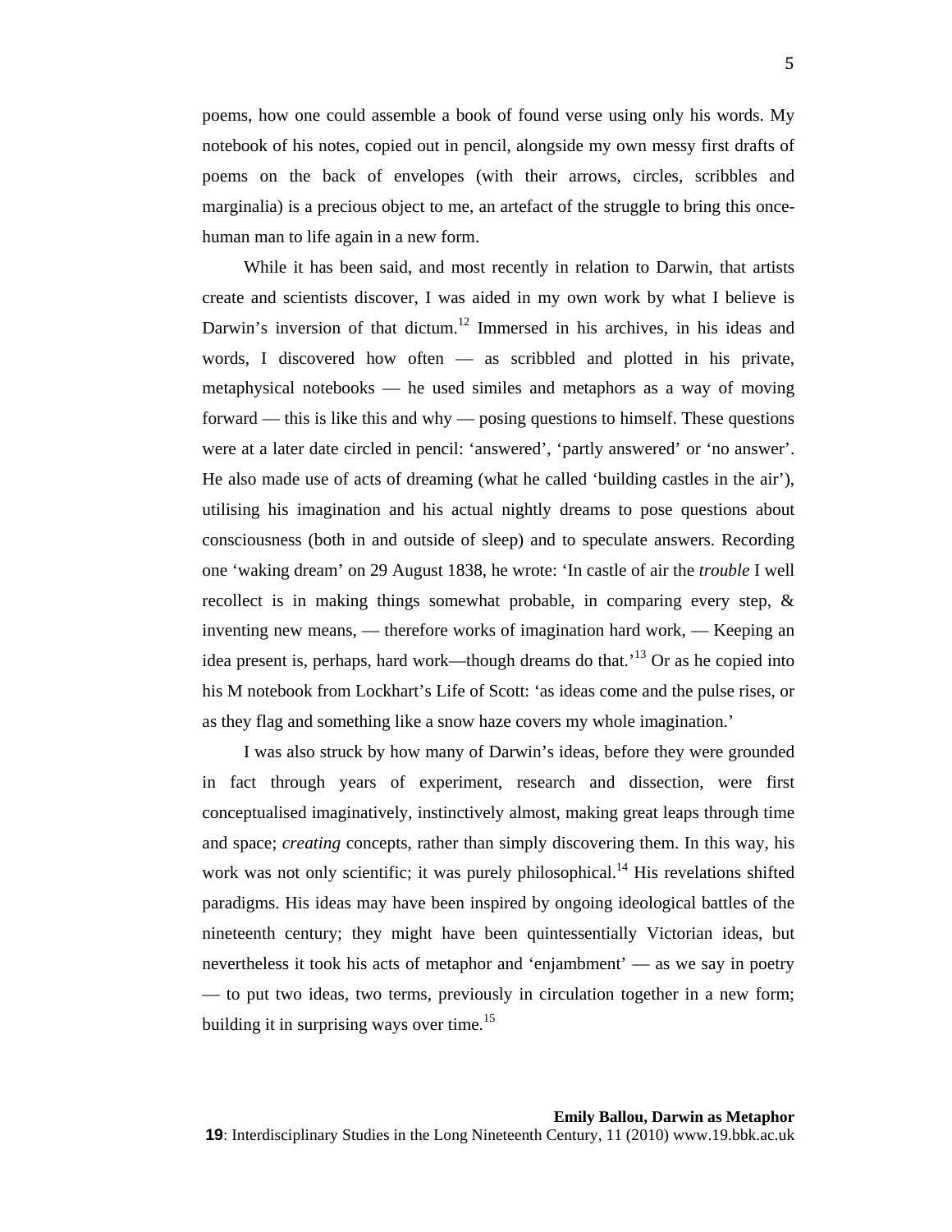poems, how one could assemble a book of found verse using only his words. My notebook of his notes, copied out in pencil, alongside my own messy first drafts of poems on the back of envelopes (with their arrows, circles, scribbles and marginalia) is a precious object to me, an artefact of the struggle to bring this once-human man to life again in a new form.

While it has been said, and most recently in relation to Darwin, that artists create and scientists discover, I was aided in my own work by what I believe is Darwin's inversion of that dictum.[12] Immersed in his archives, in his ideas and words, I discovered how often — as scribbled and plotted in his private, metaphysical notebooks — he used similes and metaphors as a way of moving forward — this is like this and why — posing questions to himself. These questions were at a later date circled in pencil: 'answered', 'partly answered' or 'no answer'. He also made use of acts of dreaming (what he called 'building castles in the air'), utilising his imagination and his actual nightly dreams to pose questions about consciousness (both in and outside of sleep) and to speculate answers. Recording one 'waking dream' on 29 August 1838, he wrote: 'In castle of air the *trouble* I well recollect is in making things somewhat probable, in comparing every step, & inventing new means, — therefore works of imagination hard work, — Keeping an idea present is, perhaps, hard work—though dreams do that.'[13] Or as he copied into his M notebook from Lockhart's Life of Scott: 'as ideas come and the pulse rises, or as they flag and something like a snow haze covers my whole imagination.'

I was also struck by how many of Darwin's ideas, before they were grounded in fact through years of experiment, research and dissection, were first conceptualised imaginatively, instinctively almost, making great leaps through time and space; *creating* concepts, rather than simply discovering them. In this way, his work was not only scientific; it was purely philosophical.[14] His revelations shifted paradigms. His ideas may have been inspired by ongoing ideological battles of the nineteenth century; they might have been quintessentially Victorian ideas, but nevertheless it took his acts of metaphor and 'enjambment' — as we say in poetry — to put two ideas, two terms, previously in circulation together in a new form; building it in surprising ways over time.[15]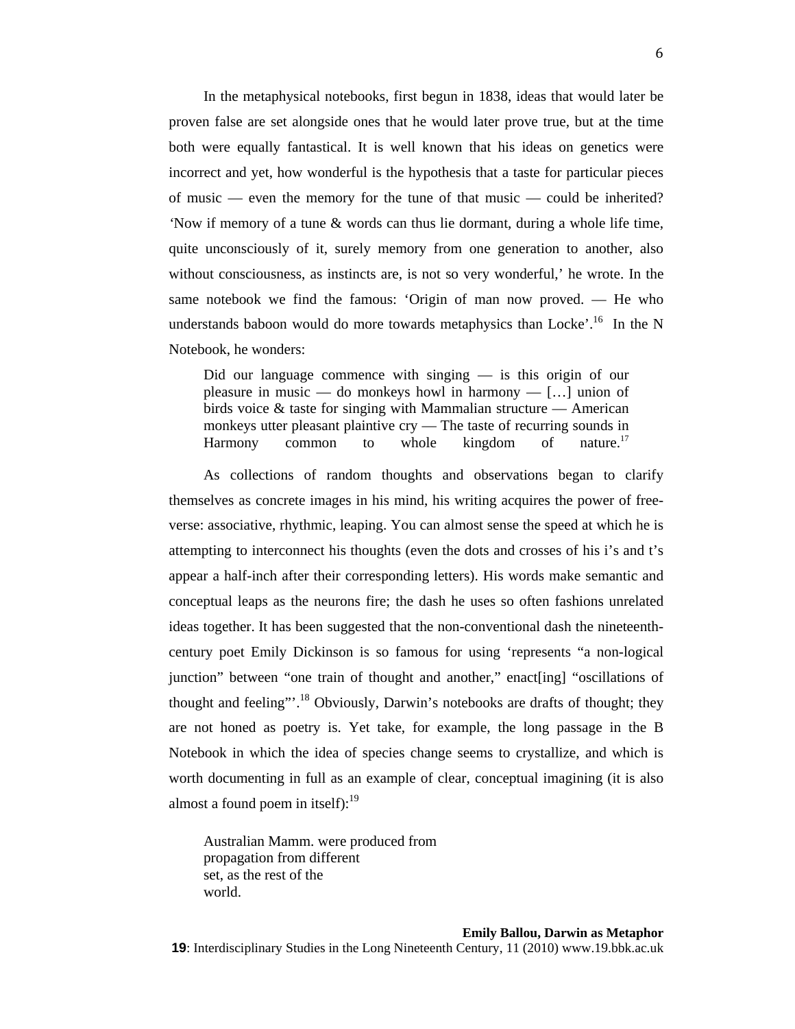In the metaphysical notebooks, first begun in 1838, ideas that would later be proven false are set alongside ones that he would later prove true, but at the time both were equally fantastical. It is well known that his ideas on genetics were incorrect and yet, how wonderful is the hypothesis that a taste for particular pieces of music — even the memory for the tune of that music — could be inherited? 'Now if memory of a tune & words can thus lie dormant, during a whole life time, quite unconsciously of it, surely memory from one generation to another, also without consciousness, as instincts are, is not so very wonderful,' he wrote. In the same notebook we find the famous: 'Origin of man now proved. — He who understands baboon would do more towards metaphysics than Locke'.[16] In the N Notebook, he wonders:

> Did our language commence with singing — is this origin of our pleasure in music — do monkeys howl in harmony — […] union of birds voice & taste for singing with Mammalian structure — American monkeys utter pleasant plaintive cry — The taste of recurring sounds in Harmony common to whole kingdom of nature.[17]

As collections of random thoughts and observations began to clarify themselves as concrete images in his mind, his writing acquires the power of free-verse: associative, rhythmic, leaping. You can almost sense the speed at which he is attempting to interconnect his thoughts (even the dots and crosses of his i's and t's appear a half-inch after their corresponding letters). His words make semantic and conceptual leaps as the neurons fire; the dash he uses so often fashions unrelated ideas together. It has been suggested that the non-conventional dash the nineteenth-century poet Emily Dickinson is so famous for using 'represents "a non-logical junction" between "one train of thought and another," enact[ing] "oscillations of thought and feeling"'.[18] Obviously, Darwin's notebooks are drafts of thought; they are not honed as poetry is. Yet take, for example, the long passage in the B Notebook in which the idea of species change seems to crystallize, and which is worth documenting in full as an example of clear, conceptual imagining (it is also almost a found poem in itself):[19]

> Australian Mamm. were produced from
> propagation from different
> set, as the rest of the
> world.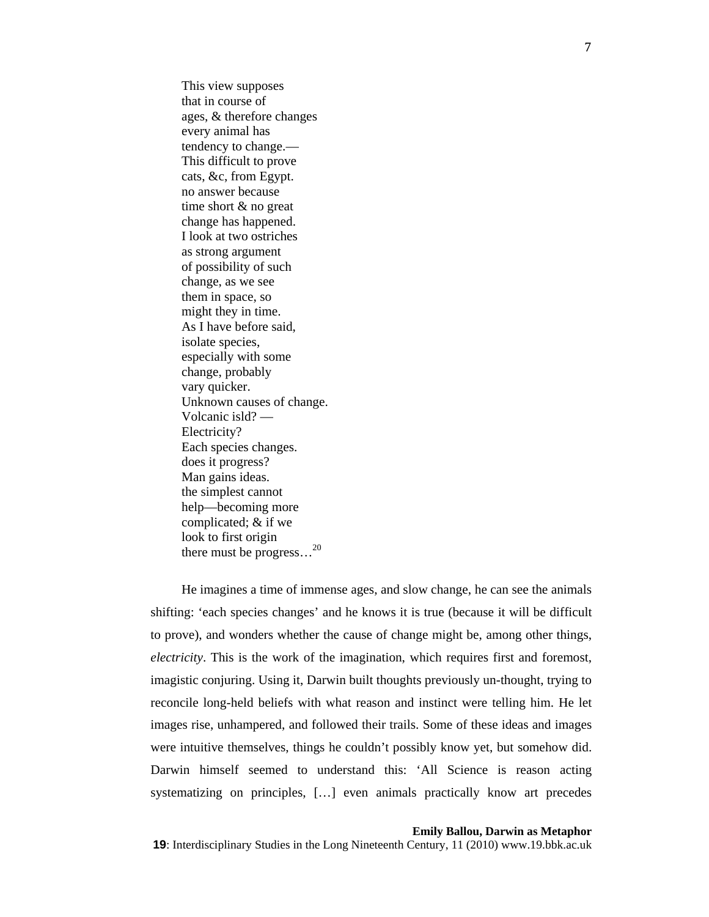> This view supposes  
> that in course of  
> ages, & therefore changes  
> every animal has  
> tendency to change.—  
> This difficult to prove  
> cats, &c, from Egypt.  
> no answer because  
> time short & no great  
> change has happened.  
> I look at two ostriches  
> as strong argument  
> of possibility of such  
> change, as we see  
> them in space, so  
> might they in time.  
> As I have before said,  
> isolate species,  
> especially with some  
> change, probably  
> vary quicker.  
> Unknown causes of change.  
> Volcanic isld? —  
> Electricity?  
> Each species changes.  
> does it progress?  
> Man gains ideas.  
> the simplest cannot  
> help—becoming more  
> complicated; & if we  
> look to first origin  
> there must be progress…[20]

He imagines a time of immense ages, and slow change, he can see the animals shifting: 'each species changes' and he knows it is true (because it will be difficult to prove), and wonders whether the cause of change might be, among other things, *electricity*. This is the work of the imagination, which requires first and foremost, imagistic conjuring. Using it, Darwin built thoughts previously un-thought, trying to reconcile long-held beliefs with what reason and instinct were telling him. He let images rise, unhampered, and followed their trails. Some of these ideas and images were intuitive themselves, things he couldn't possibly know yet, but somehow did. Darwin himself seemed to understand this: 'All Science is reason acting systematizing on principles, […] even animals practically know art precedes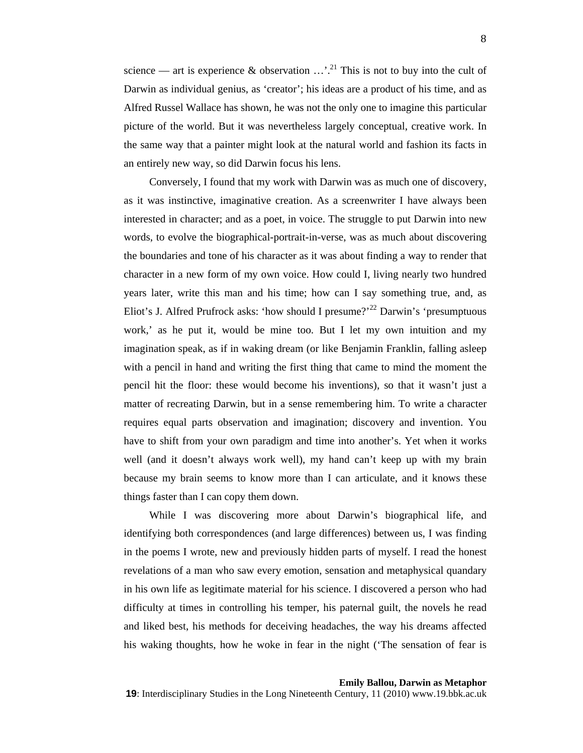science — art is experience & observation …'.[21] This is not to buy into the cult of Darwin as individual genius, as 'creator'; his ideas are a product of his time, and as Alfred Russel Wallace has shown, he was not the only one to imagine this particular picture of the world. But it was nevertheless largely conceptual, creative work. In the same way that a painter might look at the natural world and fashion its facts in an entirely new way, so did Darwin focus his lens.

Conversely, I found that my work with Darwin was as much one of discovery, as it was instinctive, imaginative creation. As a screenwriter I have always been interested in character; and as a poet, in voice. The struggle to put Darwin into new words, to evolve the biographical-portrait-in-verse, was as much about discovering the boundaries and tone of his character as it was about finding a way to render that character in a new form of my own voice. How could I, living nearly two hundred years later, write this man and his time; how can I say something true, and, as Eliot's J. Alfred Prufrock asks: 'how should I presume?'[22] Darwin's 'presumptuous work,' as he put it, would be mine too. But I let my own intuition and my imagination speak, as if in waking dream (or like Benjamin Franklin, falling asleep with a pencil in hand and writing the first thing that came to mind the moment the pencil hit the floor: these would become his inventions), so that it wasn't just a matter of recreating Darwin, but in a sense remembering him. To write a character requires equal parts observation and imagination; discovery and invention. You have to shift from your own paradigm and time into another's. Yet when it works well (and it doesn't always work well), my hand can't keep up with my brain because my brain seems to know more than I can articulate, and it knows these things faster than I can copy them down.

While I was discovering more about Darwin's biographical life, and identifying both correspondences (and large differences) between us, I was finding in the poems I wrote, new and previously hidden parts of myself. I read the honest revelations of a man who saw every emotion, sensation and metaphysical quandary in his own life as legitimate material for his science. I discovered a person who had difficulty at times in controlling his temper, his paternal guilt, the novels he read and liked best, his methods for deceiving headaches, the way his dreams affected his waking thoughts, how he woke in fear in the night ('The sensation of fear is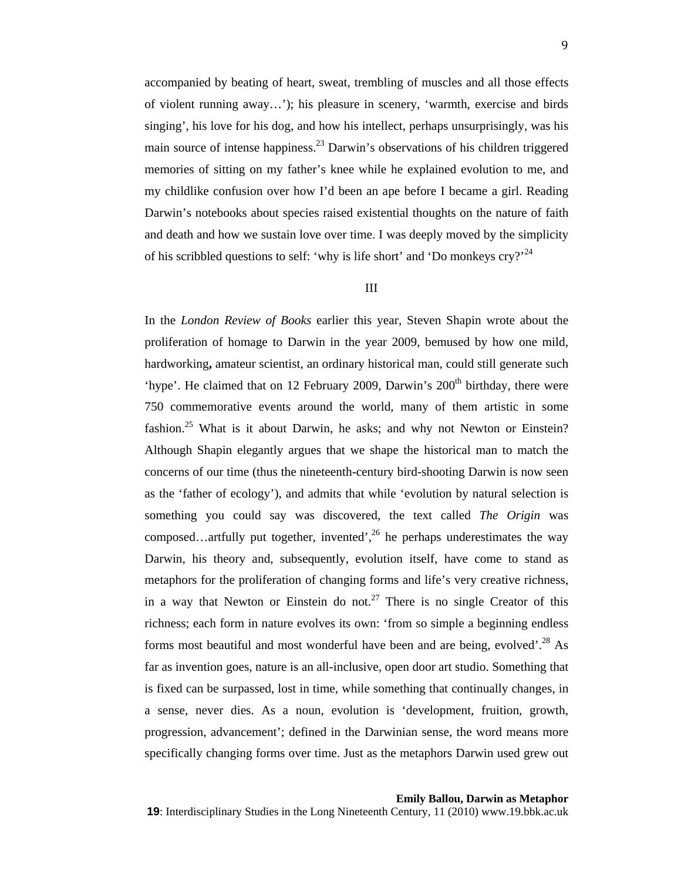accompanied by beating of heart, sweat, trembling of muscles and all those effects of violent running away…'); his pleasure in scenery, 'warmth, exercise and birds singing', his love for his dog, and how his intellect, perhaps unsurprisingly, was his main source of intense happiness.[23] Darwin's observations of his children triggered memories of sitting on my father's knee while he explained evolution to me, and my childlike confusion over how I'd been an ape before I became a girl. Reading Darwin's notebooks about species raised existential thoughts on the nature of faith and death and how we sustain love over time. I was deeply moved by the simplicity of his scribbled questions to self: 'why is life short' and 'Do monkeys cry?'[24]

## III

In the *London Review of Books* earlier this year, Steven Shapin wrote about the proliferation of homage to Darwin in the year 2009, bemused by how one mild, hardworking**,** amateur scientist, an ordinary historical man, could still generate such 'hype'. He claimed that on 12 February 2009, Darwin's 200th birthday, there were 750 commemorative events around the world, many of them artistic in some fashion.[25] What is it about Darwin, he asks; and why not Newton or Einstein? Although Shapin elegantly argues that we shape the historical man to match the concerns of our time (thus the nineteenth-century bird-shooting Darwin is now seen as the 'father of ecology'), and admits that while 'evolution by natural selection is something you could say was discovered, the text called *The Origin* was composed…artfully put together, invented',[26] he perhaps underestimates the way Darwin, his theory and, subsequently, evolution itself, have come to stand as metaphors for the proliferation of changing forms and life's very creative richness, in a way that Newton or Einstein do not.[27] There is no single Creator of this richness; each form in nature evolves its own: 'from so simple a beginning endless forms most beautiful and most wonderful have been and are being, evolved'.[28] As far as invention goes, nature is an all-inclusive, open door art studio. Something that is fixed can be surpassed, lost in time, while something that continually changes, in a sense, never dies. As a noun, evolution is 'development, fruition, growth, progression, advancement'; defined in the Darwinian sense, the word means more specifically changing forms over time. Just as the metaphors Darwin used grew out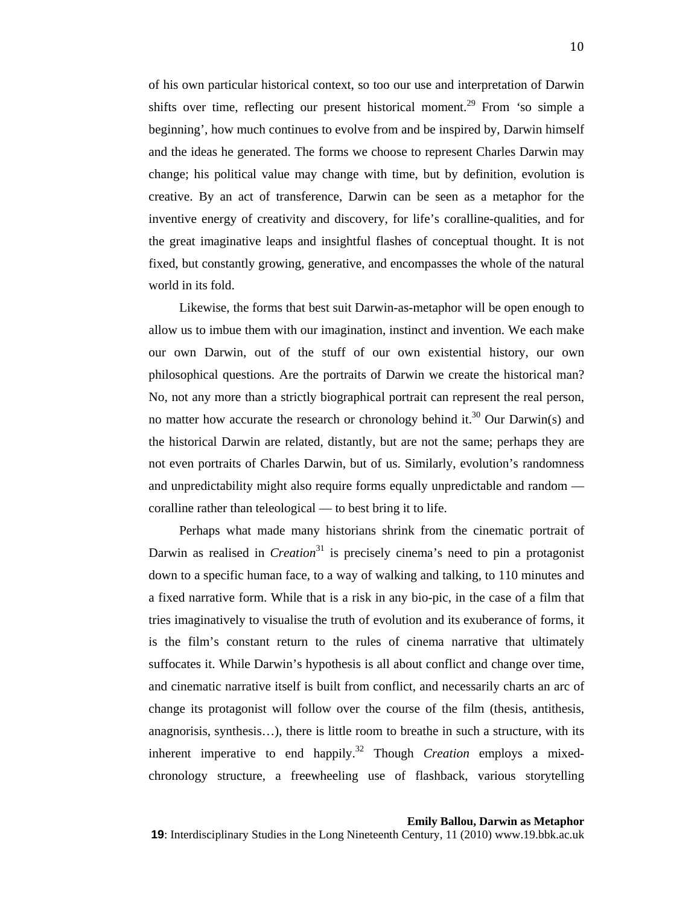of his own particular historical context, so too our use and interpretation of Darwin shifts over time, reflecting our present historical moment.[29] From 'so simple a beginning', how much continues to evolve from and be inspired by, Darwin himself and the ideas he generated. The forms we choose to represent Charles Darwin may change; his political value may change with time, but by definition, evolution is creative. By an act of transference, Darwin can be seen as a metaphor for the inventive energy of creativity and discovery, for life's coralline-qualities, and for the great imaginative leaps and insightful flashes of conceptual thought. It is not fixed, but constantly growing, generative, and encompasses the whole of the natural world in its fold.

Likewise, the forms that best suit Darwin-as-metaphor will be open enough to allow us to imbue them with our imagination, instinct and invention. We each make our own Darwin, out of the stuff of our own existential history, our own philosophical questions. Are the portraits of Darwin we create the historical man? No, not any more than a strictly biographical portrait can represent the real person, no matter how accurate the research or chronology behind it.[30] Our Darwin(s) and the historical Darwin are related, distantly, but are not the same; perhaps they are not even portraits of Charles Darwin, but of us. Similarly, evolution's randomness and unpredictability might also require forms equally unpredictable and random — coralline rather than teleological — to best bring it to life.

Perhaps what made many historians shrink from the cinematic portrait of Darwin as realised in *Creation*[31] is precisely cinema's need to pin a protagonist down to a specific human face, to a way of walking and talking, to 110 minutes and a fixed narrative form. While that is a risk in any bio-pic, in the case of a film that tries imaginatively to visualise the truth of evolution and its exuberance of forms, it is the film's constant return to the rules of cinema narrative that ultimately suffocates it. While Darwin's hypothesis is all about conflict and change over time, and cinematic narrative itself is built from conflict, and necessarily charts an arc of change its protagonist will follow over the course of the film (thesis, antithesis, anagnorisis, synthesis…), there is little room to breathe in such a structure, with its inherent imperative to end happily.[32] Though *Creation* employs a mixed-chronology structure, a freewheeling use of flashback, various storytelling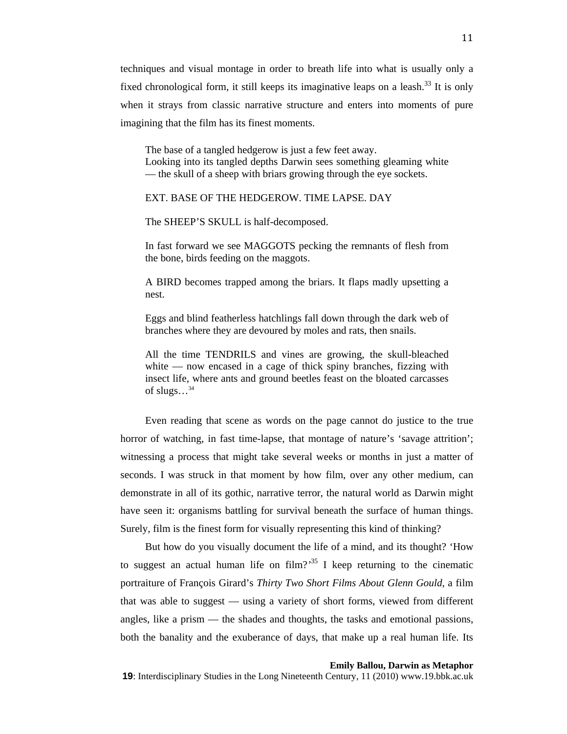techniques and visual montage in order to breath life into what is usually only a fixed chronological form, it still keeps its imaginative leaps on a leash.[33] It is only when it strays from classic narrative structure and enters into moments of pure imagining that the film has its finest moments.

> The base of a tangled hedgerow is just a few feet away.
> Looking into its tangled depths Darwin sees something gleaming white — the skull of a sheep with briars growing through the eye sockets.
>
> EXT. BASE OF THE HEDGEROW. TIME LAPSE. DAY
>
> The SHEEP'S SKULL is half-decomposed.
>
> In fast forward we see MAGGOTS pecking the remnants of flesh from the bone, birds feeding on the maggots.
>
> A BIRD becomes trapped among the briars. It flaps madly upsetting a nest.
>
> Eggs and blind featherless hatchlings fall down through the dark web of branches where they are devoured by moles and rats, then snails.
>
> All the time TENDRILS and vines are growing, the skull-bleached white — now encased in a cage of thick spiny branches, fizzing with insect life, where ants and ground beetles feast on the bloated carcasses of slugs…[34]

Even reading that scene as words on the page cannot do justice to the true horror of watching, in fast time-lapse, that montage of nature's 'savage attrition'; witnessing a process that might take several weeks or months in just a matter of seconds. I was struck in that moment by how film, over any other medium, can demonstrate in all of its gothic, narrative terror, the natural world as Darwin might have seen it: organisms battling for survival beneath the surface of human things. Surely, film is the finest form for visually representing this kind of thinking?

But how do you visually document the life of a mind, and its thought? 'How to suggest an actual human life on film?'[35] I keep returning to the cinematic portraiture of François Girard's *Thirty Two Short Films About Glenn Gould*, a film that was able to suggest — using a variety of short forms, viewed from different angles, like a prism — the shades and thoughts, the tasks and emotional passions, both the banality and the exuberance of days, that make up a real human life. Its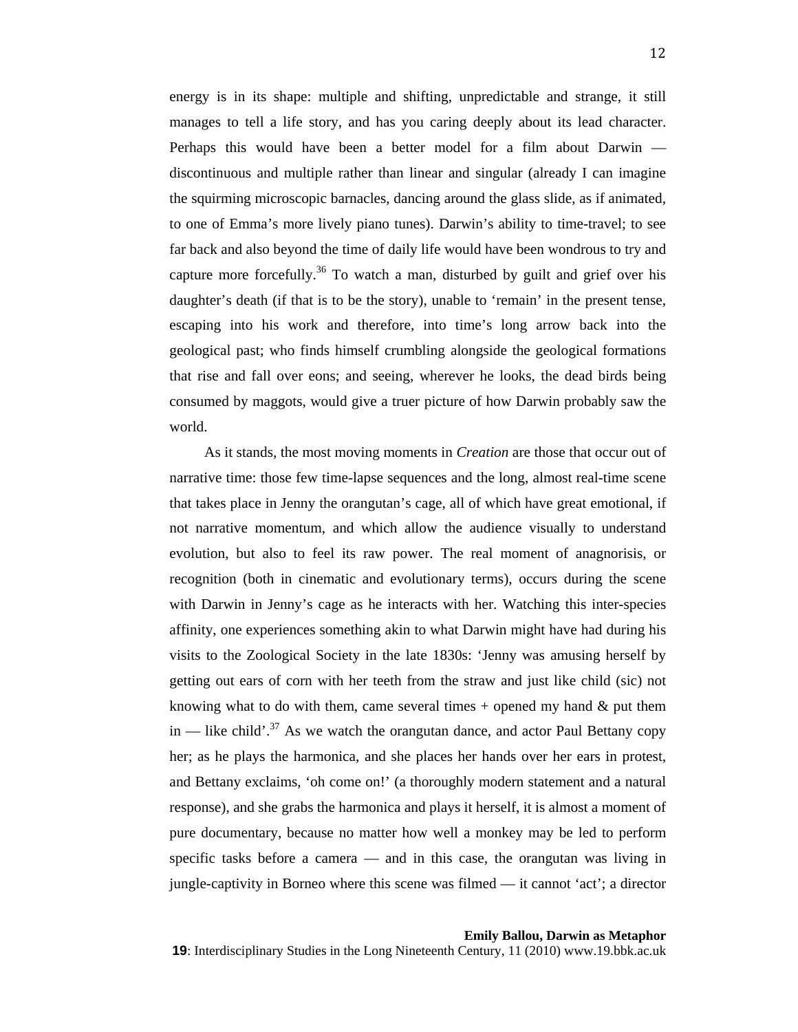energy is in its shape: multiple and shifting, unpredictable and strange, it still manages to tell a life story, and has you caring deeply about its lead character. Perhaps this would have been a better model for a film about Darwin — discontinuous and multiple rather than linear and singular (already I can imagine the squirming microscopic barnacles, dancing around the glass slide, as if animated, to one of Emma's more lively piano tunes). Darwin's ability to time-travel; to see far back and also beyond the time of daily life would have been wondrous to try and capture more forcefully.[36] To watch a man, disturbed by guilt and grief over his daughter's death (if that is to be the story), unable to 'remain' in the present tense, escaping into his work and therefore, into time's long arrow back into the geological past; who finds himself crumbling alongside the geological formations that rise and fall over eons; and seeing, wherever he looks, the dead birds being consumed by maggots, would give a truer picture of how Darwin probably saw the world.

As it stands, the most moving moments in *Creation* are those that occur out of narrative time: those few time-lapse sequences and the long, almost real-time scene that takes place in Jenny the orangutan's cage, all of which have great emotional, if not narrative momentum, and which allow the audience visually to understand evolution, but also to feel its raw power. The real moment of anagnorisis, or recognition (both in cinematic and evolutionary terms), occurs during the scene with Darwin in Jenny's cage as he interacts with her. Watching this inter-species affinity, one experiences something akin to what Darwin might have had during his visits to the Zoological Society in the late 1830s: 'Jenny was amusing herself by getting out ears of corn with her teeth from the straw and just like child (sic) not knowing what to do with them, came several times + opened my hand & put them in — like child'.[37] As we watch the orangutan dance, and actor Paul Bettany copy her; as he plays the harmonica, and she places her hands over her ears in protest, and Bettany exclaims, 'oh come on!' (a thoroughly modern statement and a natural response), and she grabs the harmonica and plays it herself, it is almost a moment of pure documentary, because no matter how well a monkey may be led to perform specific tasks before a camera — and in this case, the orangutan was living in jungle-captivity in Borneo where this scene was filmed — it cannot 'act'; a director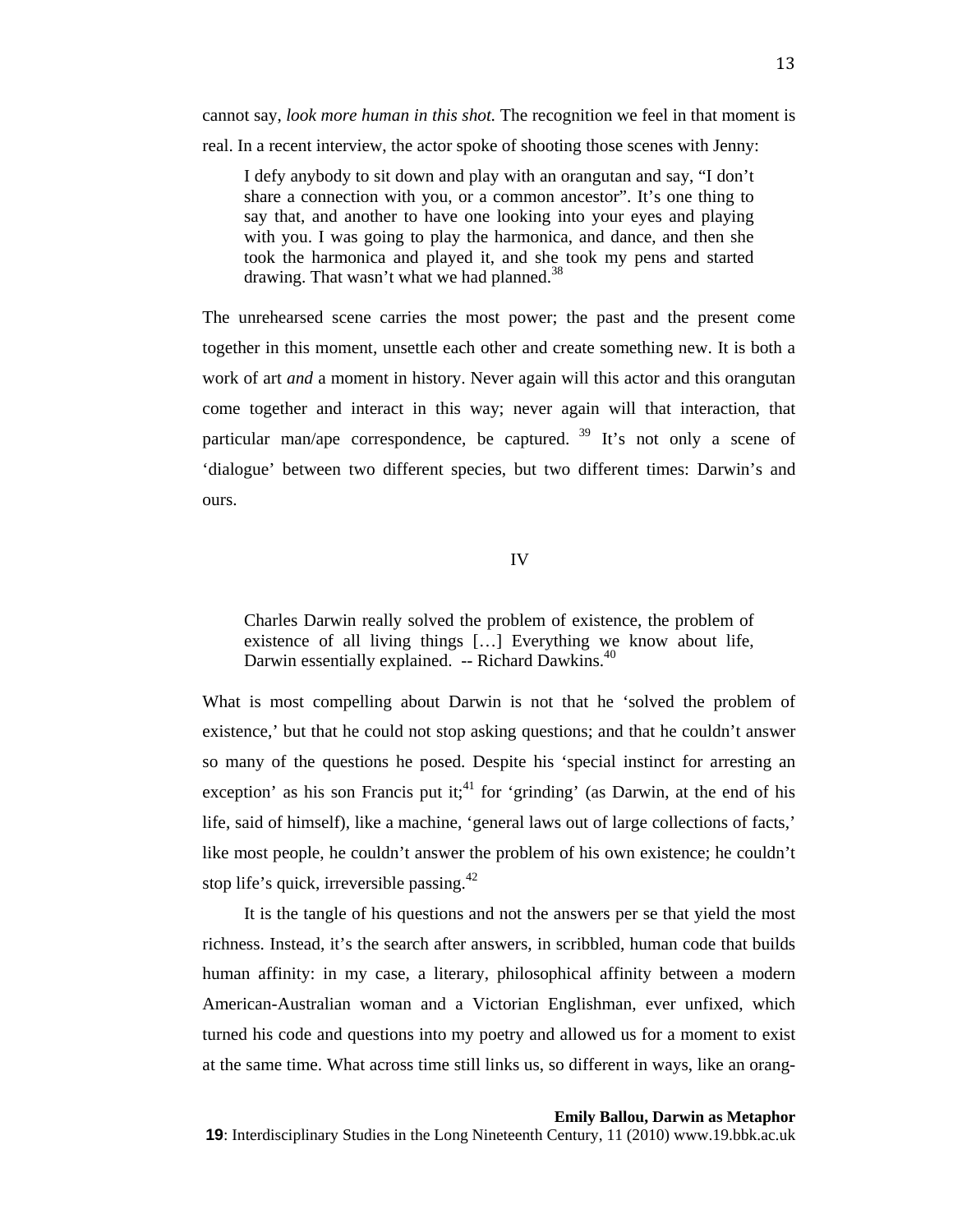cannot say, *look more human in this shot.* The recognition we feel in that moment is real. In a recent interview, the actor spoke of shooting those scenes with Jenny:

> I defy anybody to sit down and play with an orangutan and say, "I don't share a connection with you, or a common ancestor". It's one thing to say that, and another to have one looking into your eyes and playing with you. I was going to play the harmonica, and dance, and then she took the harmonica and played it, and she took my pens and started drawing. That wasn't what we had planned.[38]

The unrehearsed scene carries the most power; the past and the present come together in this moment, unsettle each other and create something new. It is both a work of art *and* a moment in history. Never again will this actor and this orangutan come together and interact in this way; never again will that interaction, that particular man/ape correspondence, be captured. [39] It's not only a scene of 'dialogue' between two different species, but two different times: Darwin's and ours.

## IV

> Charles Darwin really solved the problem of existence, the problem of existence of all living things […] Everything we know about life, Darwin essentially explained. -- Richard Dawkins.[40]

What is most compelling about Darwin is not that he 'solved the problem of existence,' but that he could not stop asking questions; and that he couldn't answer so many of the questions he posed. Despite his 'special instinct for arresting an exception' as his son Francis put it;[41] for 'grinding' (as Darwin, at the end of his life, said of himself), like a machine, 'general laws out of large collections of facts,' like most people, he couldn't answer the problem of his own existence; he couldn't stop life's quick, irreversible passing.[42]

It is the tangle of his questions and not the answers per se that yield the most richness. Instead, it's the search after answers, in scribbled, human code that builds human affinity: in my case, a literary, philosophical affinity between a modern American-Australian woman and a Victorian Englishman, ever unfixed, which turned his code and questions into my poetry and allowed us for a moment to exist at the same time. What across time still links us, so different in ways, like an orang-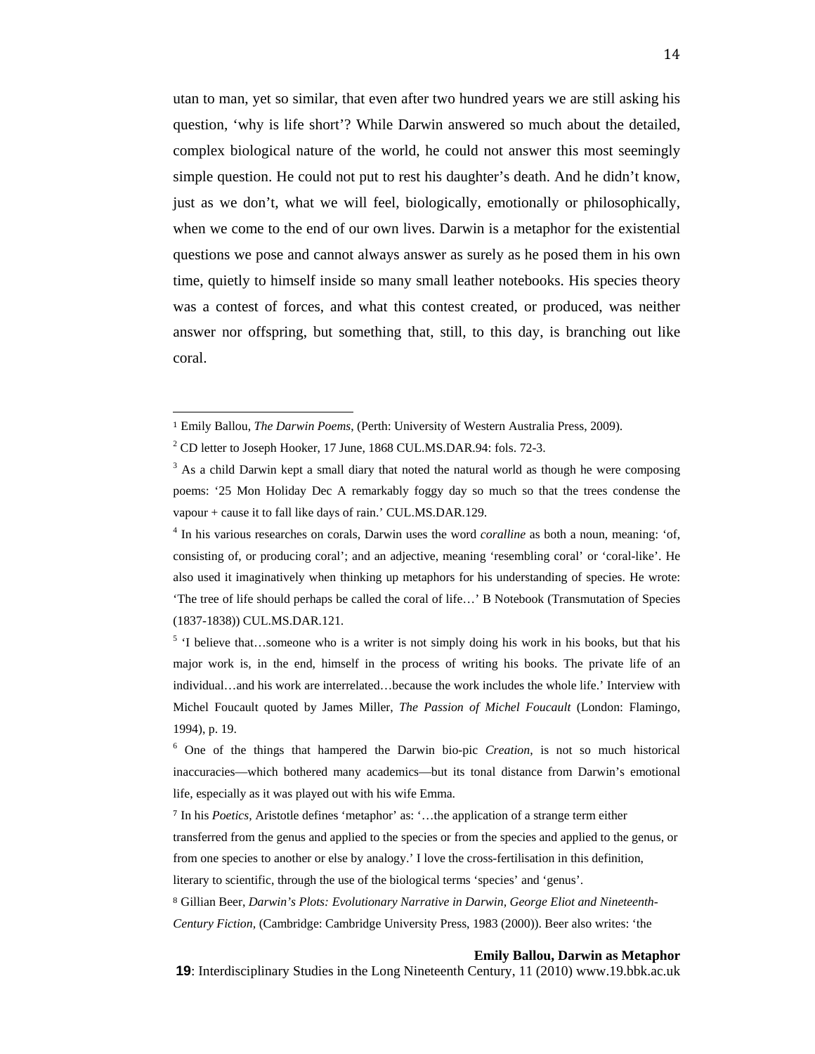utan to man, yet so similar, that even after two hundred years we are still asking his question, 'why is life short'? While Darwin answered so much about the detailed, complex biological nature of the world, he could not answer this most seemingly simple question. He could not put to rest his daughter's death. And he didn't know, just as we don't, what we will feel, biologically, emotionally or philosophically, when we come to the end of our own lives. Darwin is a metaphor for the existential questions we pose and cannot always answer as surely as he posed them in his own time, quietly to himself inside so many small leather notebooks. His species theory was a contest of forces, and what this contest created, or produced, was neither answer nor offspring, but something that, still, to this day, is branching out like coral.

---

[1] Emily Ballou, *The Darwin Poems*, (Perth: University of Western Australia Press, 2009).

[2] CD letter to Joseph Hooker, 17 June, 1868 CUL.MS.DAR.94: fols. 72-3.

[3] As a child Darwin kept a small diary that noted the natural world as though he were composing poems: '25 Mon Holiday Dec A remarkably foggy day so much so that the trees condense the vapour + cause it to fall like days of rain.' CUL.MS.DAR.129.

[4] In his various researches on corals, Darwin uses the word *coralline* as both a noun, meaning: 'of, consisting of, or producing coral'; and an adjective, meaning 'resembling coral' or 'coral-like'. He also used it imaginatively when thinking up metaphors for his understanding of species. He wrote: 'The tree of life should perhaps be called the coral of life…' B Notebook (Transmutation of Species (1837-1838)) CUL.MS.DAR.121.

[5] 'I believe that…someone who is a writer is not simply doing his work in his books, but that his major work is, in the end, himself in the process of writing his books. The private life of an individual…and his work are interrelated…because the work includes the whole life.' Interview with Michel Foucault quoted by James Miller, *The Passion of Michel Foucault* (London: Flamingo, 1994), p. 19.

[6] One of the things that hampered the Darwin bio-pic *Creation*, is not so much historical inaccuracies—which bothered many academics—but its tonal distance from Darwin's emotional life, especially as it was played out with his wife Emma.

[7] In his *Poetics*, Aristotle defines 'metaphor' as: '…the application of a strange term either transferred from the genus and applied to the species or from the species and applied to the genus, or from one species to another or else by analogy.' I love the cross-fertilisation in this definition, literary to scientific, through the use of the biological terms 'species' and 'genus'.

[8] Gillian Beer, *Darwin's Plots: Evolutionary Narrative in Darwin, George Eliot and Nineteenth-Century Fiction*, (Cambridge: Cambridge University Press, 1983 (2000)). Beer also writes: 'the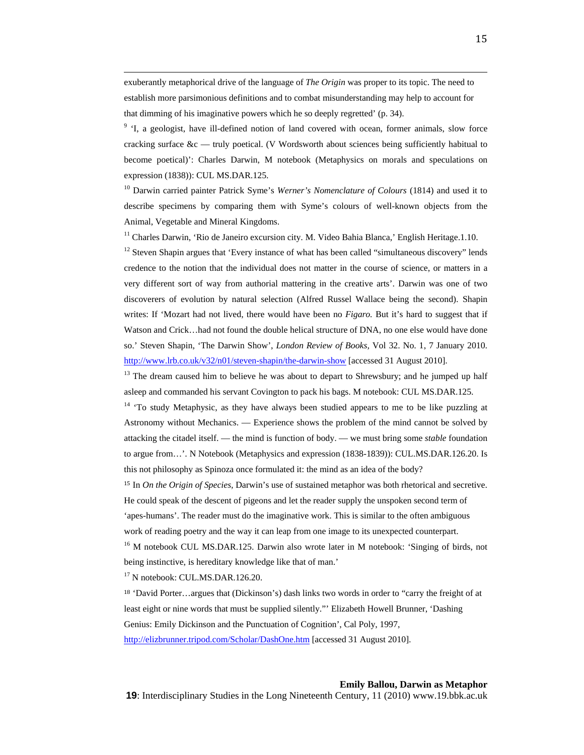exuberantly metaphorical drive of the language of *The Origin* was proper to its topic. The need to establish more parsimonious definitions and to combat misunderstanding may help to account for that dimming of his imaginative powers which he so deeply regretted' (p. 34).

[9] 'I, a geologist, have ill-defined notion of land covered with ocean, former animals, slow force cracking surface &c — truly poetical. (V Wordsworth about sciences being sufficiently habitual to become poetical)': Charles Darwin, M notebook (Metaphysics on morals and speculations on expression (1838)): CUL MS.DAR.125.

[10] Darwin carried painter Patrick Syme's *Werner's Nomenclature of Colours* (1814) and used it to describe specimens by comparing them with Syme's colours of well-known objects from the Animal, Vegetable and Mineral Kingdoms.

[11] Charles Darwin, 'Rio de Janeiro excursion city. M. Video Bahia Blanca,' English Heritage.1.10.

[12] Steven Shapin argues that 'Every instance of what has been called "simultaneous discovery" lends credence to the notion that the individual does not matter in the course of science, or matters in a very different sort of way from authorial mattering in the creative arts'. Darwin was one of two discoverers of evolution by natural selection (Alfred Russel Wallace being the second). Shapin writes: If 'Mozart had not lived, there would have been no *Figaro.* But it's hard to suggest that if Watson and Crick…had not found the double helical structure of DNA, no one else would have done so.' Steven Shapin, 'The Darwin Show', *London Review of Books,* Vol 32. No. 1, 7 January 2010. http://www.lrb.co.uk/v32/n01/steven-shapin/the-darwin-show [accessed 31 August 2010].

[13] The dream caused him to believe he was about to depart to Shrewsbury; and he jumped up half asleep and commanded his servant Covington to pack his bags. M notebook: CUL MS.DAR.125.

[14] 'To study Metaphysic, as they have always been studied appears to me to be like puzzling at Astronomy without Mechanics. — Experience shows the problem of the mind cannot be solved by attacking the citadel itself. — the mind is function of body. — we must bring some *stable* foundation to argue from…'. N Notebook (Metaphysics and expression (1838-1839)): CUL.MS.DAR.126.20. Is this not philosophy as Spinoza once formulated it: the mind as an idea of the body?

[15] In *On the Origin of Species,* Darwin's use of sustained metaphor was both rhetorical and secretive. He could speak of the descent of pigeons and let the reader supply the unspoken second term of 'apes-humans'. The reader must do the imaginative work. This is similar to the often ambiguous work of reading poetry and the way it can leap from one image to its unexpected counterpart.

[16] M notebook CUL MS.DAR.125. Darwin also wrote later in M notebook: 'Singing of birds, not being instinctive, is hereditary knowledge like that of man.'

[17] N notebook: CUL.MS.DAR.126.20.

[18] 'David Porter…argues that (Dickinson's) dash links two words in order to "carry the freight of at least eight or nine words that must be supplied silently."' Elizabeth Howell Brunner, 'Dashing Genius: Emily Dickinson and the Punctuation of Cognition', Cal Poly, 1997, http://elizbrunner.tripod.com/Scholar/DashOne.htm [accessed 31 August 2010].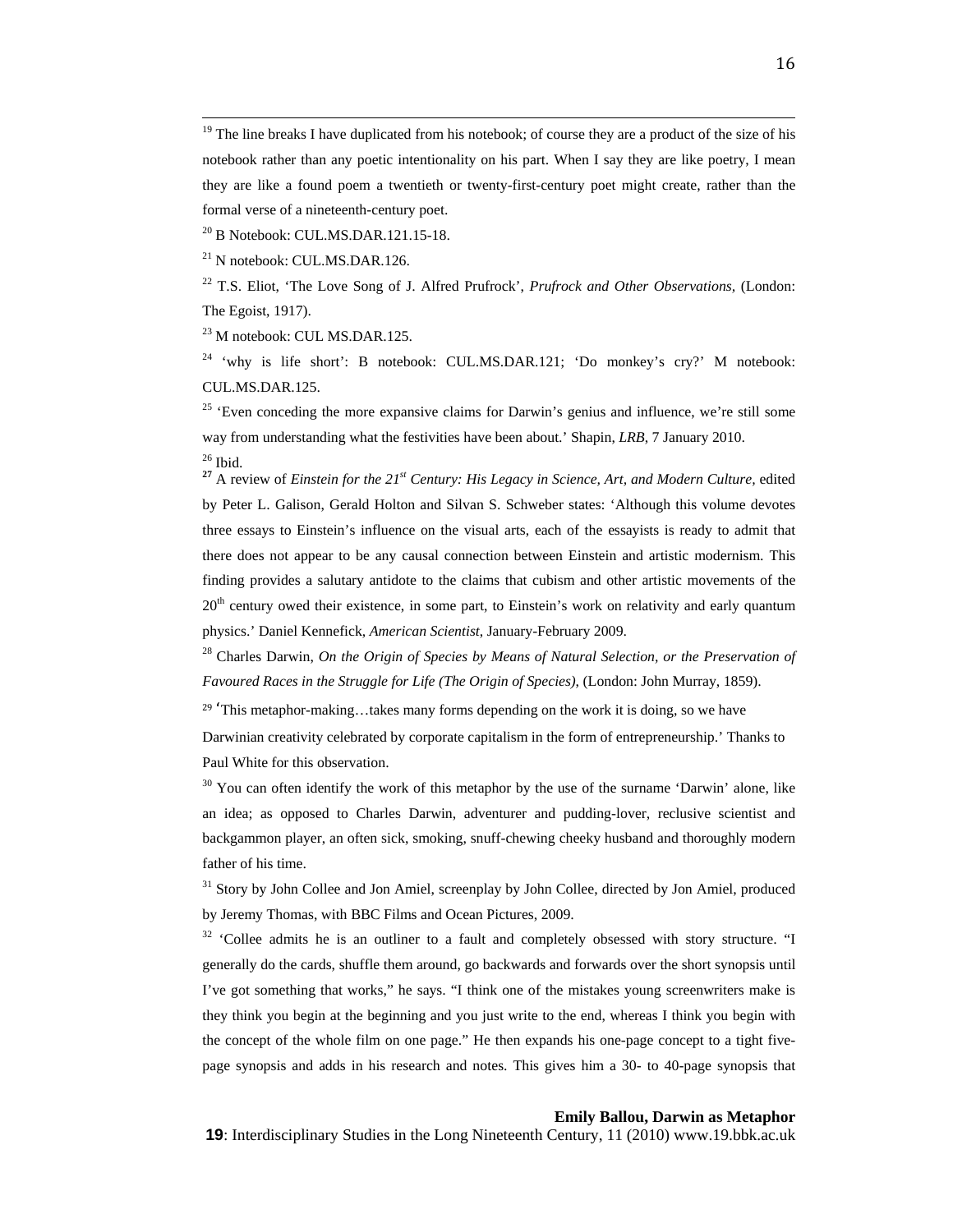[19] The line breaks I have duplicated from his notebook; of course they are a product of the size of his notebook rather than any poetic intentionality on his part. When I say they are like poetry, I mean they are like a found poem a twentieth or twenty-first-century poet might create, rather than the formal verse of a nineteenth-century poet.

[20] B Notebook: CUL.MS.DAR.121.15-18.

[21] N notebook: CUL.MS.DAR.126.

[22] T.S. Eliot, 'The Love Song of J. Alfred Prufrock', *Prufrock and Other Observations*, (London: The Egoist, 1917).

[23] M notebook: CUL MS.DAR.125.

[24] 'why is life short': B notebook: CUL.MS.DAR.121; 'Do monkey's cry?' M notebook: CUL.MS.DAR.125.

[25] 'Even conceding the more expansive claims for Darwin's genius and influence, we're still some way from understanding what the festivities have been about.' Shapin, *LRB*, 7 January 2010.

[26] Ibid.

[27] A review of *Einstein for the 21st Century: His Legacy in Science, Art, and Modern Culture*, edited by Peter L. Galison, Gerald Holton and Silvan S. Schweber states: 'Although this volume devotes three essays to Einstein's influence on the visual arts, each of the essayists is ready to admit that there does not appear to be any causal connection between Einstein and artistic modernism. This finding provides a salutary antidote to the claims that cubism and other artistic movements of the 20th century owed their existence, in some part, to Einstein's work on relativity and early quantum physics.' Daniel Kennefick, *American Scientist*, January-February 2009.

[28] Charles Darwin, *On the Origin of Species by Means of Natural Selection, or the Preservation of Favoured Races in the Struggle for Life (The Origin of Species)*, (London: John Murray, 1859).

[29] 'This metaphor-making…takes many forms depending on the work it is doing, so we have Darwinian creativity celebrated by corporate capitalism in the form of entrepreneurship.' Thanks to Paul White for this observation.

[30] You can often identify the work of this metaphor by the use of the surname 'Darwin' alone, like an idea; as opposed to Charles Darwin, adventurer and pudding-lover, reclusive scientist and backgammon player, an often sick, smoking, snuff-chewing cheeky husband and thoroughly modern father of his time.

[31] Story by John Collee and Jon Amiel, screenplay by John Collee, directed by Jon Amiel, produced by Jeremy Thomas, with BBC Films and Ocean Pictures, 2009.

[32] 'Collee admits he is an outliner to a fault and completely obsessed with story structure. "I generally do the cards, shuffle them around, go backwards and forwards over the short synopsis until I've got something that works," he says. "I think one of the mistakes young screenwriters make is they think you begin at the beginning and you just write to the end, whereas I think you begin with the concept of the whole film on one page." He then expands his one-page concept to a tight five-page synopsis and adds in his research and notes. This gives him a 30- to 40-page synopsis that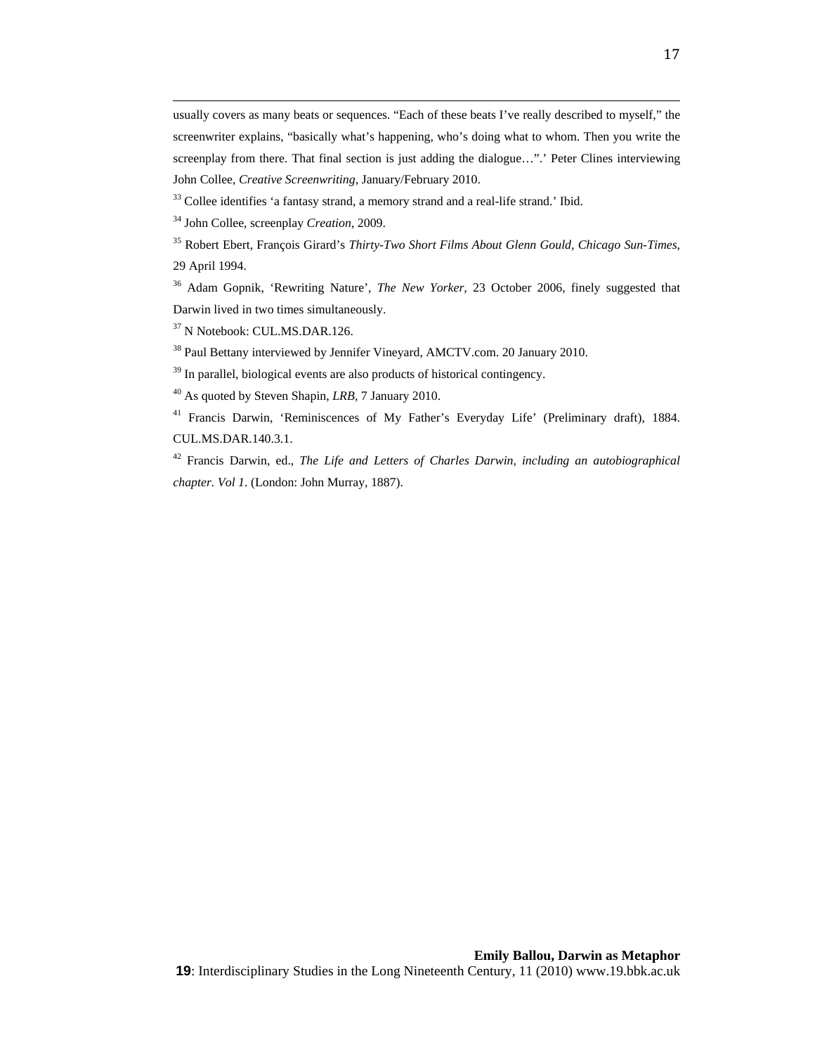usually covers as many beats or sequences. "Each of these beats I've really described to myself," the screenwriter explains, "basically what's happening, who's doing what to whom. Then you write the screenplay from there. That final section is just adding the dialogue…".' Peter Clines interviewing John Collee, *Creative Screenwriting,* January/February 2010.

[33] Collee identifies 'a fantasy strand, a memory strand and a real-life strand.' Ibid.

[34] John Collee, screenplay *Creation*, 2009.

[35] Robert Ebert, François Girard's *Thirty-Two Short Films About Glenn Gould, Chicago Sun-Times*, 29 April 1994.

[36] Adam Gopnik, 'Rewriting Nature', *The New Yorker,* 23 October 2006, finely suggested that Darwin lived in two times simultaneously.

[37] N Notebook: CUL.MS.DAR.126.

[38] Paul Bettany interviewed by Jennifer Vineyard, AMCTV.com. 20 January 2010.

[39] In parallel, biological events are also products of historical contingency.

[40] As quoted by Steven Shapin, *LRB*, 7 January 2010.

[41] Francis Darwin, 'Reminiscences of My Father's Everyday Life' (Preliminary draft), 1884. CUL.MS.DAR.140.3.1.

[42] Francis Darwin, ed., *The Life and Letters of Charles Darwin, including an autobiographical chapter. Vol 1*. (London: John Murray, 1887).